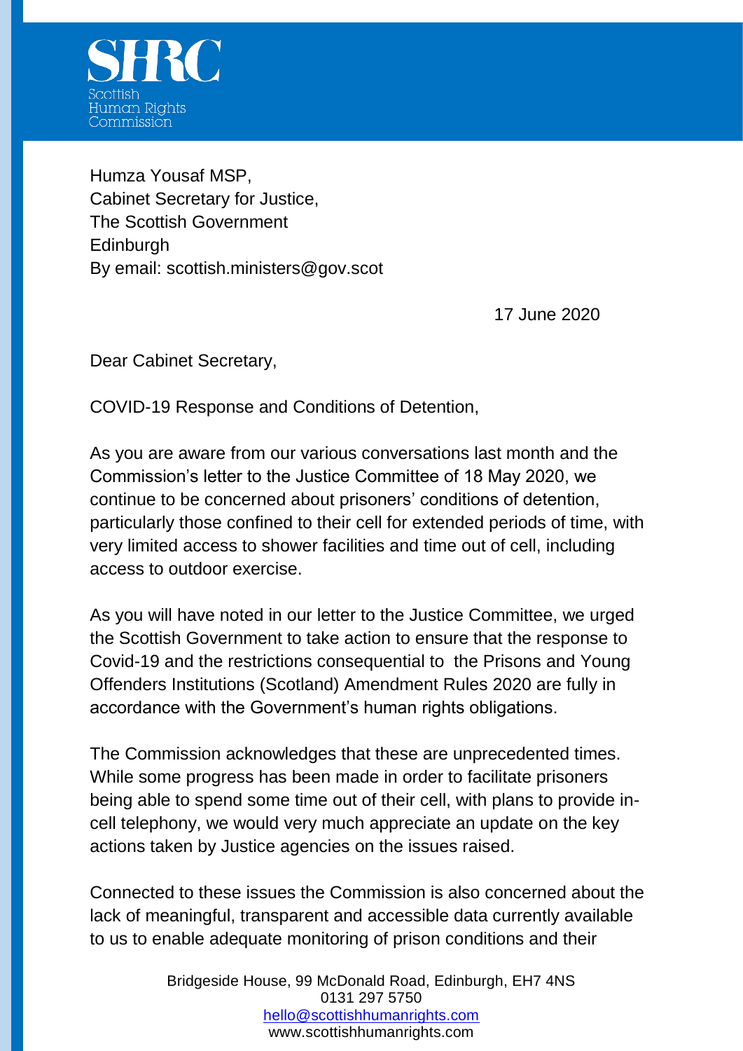SHRC

Scottish Human Rights Commission

Humza Yousaf MSP,
Cabinet Secretary for Justice,
The Scottish Government
Edinburgh
By email: scottish.ministers@gov.scot

17 June 2020

Dear Cabinet Secretary,

COVID-19 Response and Conditions of Detention,

As you are aware from our various conversations last month and the Commission's letter to the Justice Committee of 18 May 2020, we continue to be concerned about prisoners' conditions of detention, particularly those confined to their cell for extended periods of time, with very limited access to shower facilities and time out of cell, including access to outdoor exercise.

As you will have noted in our letter to the Justice Committee, we urged the Scottish Government to take action to ensure that the response to Covid-19 and the restrictions consequential to the Prisons and Young Offenders Institutions (Scotland) Amendment Rules 2020 are fully in accordance with the Government's human rights obligations.

The Commission acknowledges that these are unprecedented times. While some progress has been made in order to facilitate prisoners being able to spend some time out of their cell, with plans to provide in-cell telephony, we would very much appreciate an update on the key actions taken by Justice agencies on the issues raised.

Connected to these issues the Commission is also concerned about the lack of meaningful, transparent and accessible data currently available to us to enable adequate monitoring of prison conditions and their

Bridgeside House, 99 McDonald Road, Edinburgh, EH7 4NS
0131 297 5750
hello@scottishhumanrights.com
www.scottishhumanrights.com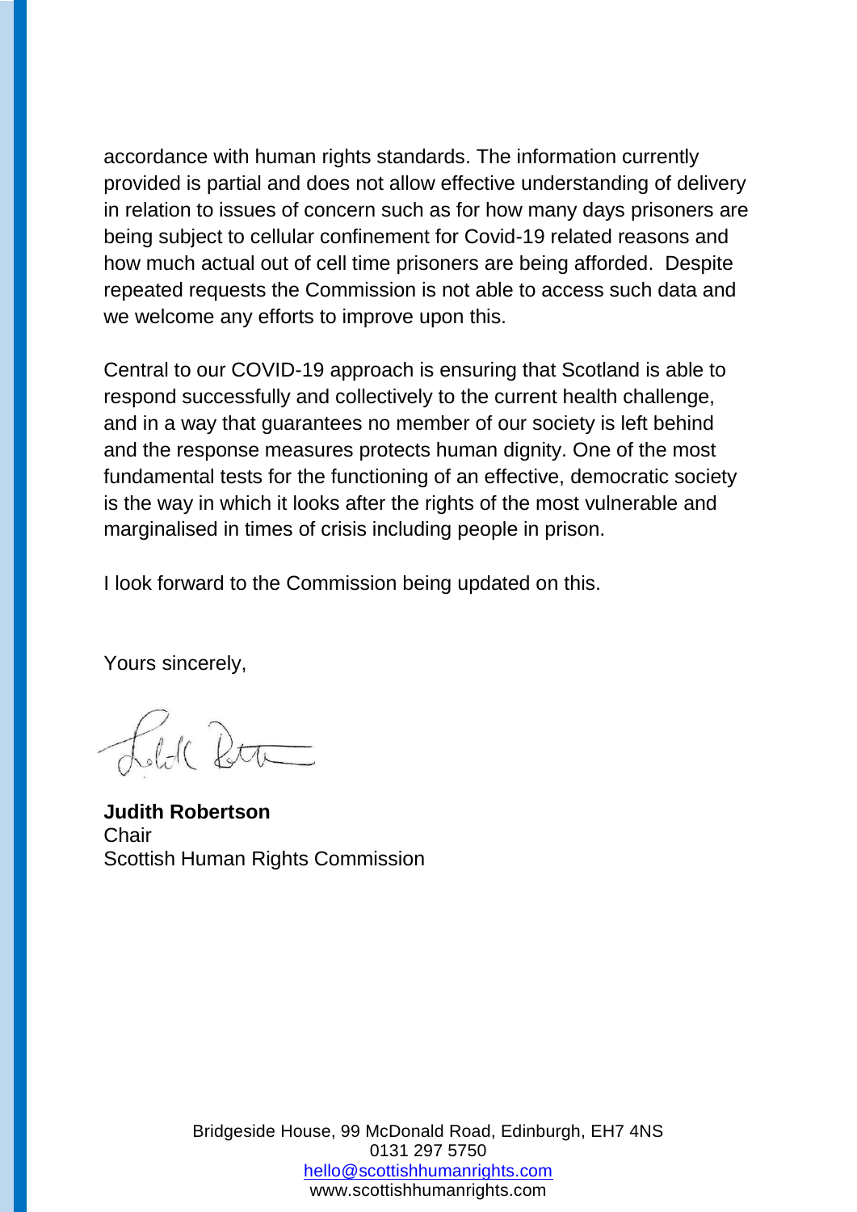accordance with human rights standards. The information currently provided is partial and does not allow effective understanding of delivery in relation to issues of concern such as for how many days prisoners are being subject to cellular confinement for Covid-19 related reasons and how much actual out of cell time prisoners are being afforded. Despite repeated requests the Commission is not able to access such data and we welcome any efforts to improve upon this.

Central to our COVID-19 approach is ensuring that Scotland is able to respond successfully and collectively to the current health challenge, and in a way that guarantees no member of our society is left behind and the response measures protects human dignity. One of the most fundamental tests for the functioning of an effective, democratic society is the way in which it looks after the rights of the most vulnerable and marginalised in times of crisis including people in prison.

I look forward to the Commission being updated on this.

Yours sincerely,

**Judith Robertson**
Chair
Scottish Human Rights Commission

Bridgeside House, 99 McDonald Road, Edinburgh, EH7 4NS
0131 297 5750
hello@scottishhumanrights.com
www.scottishhumanrights.com